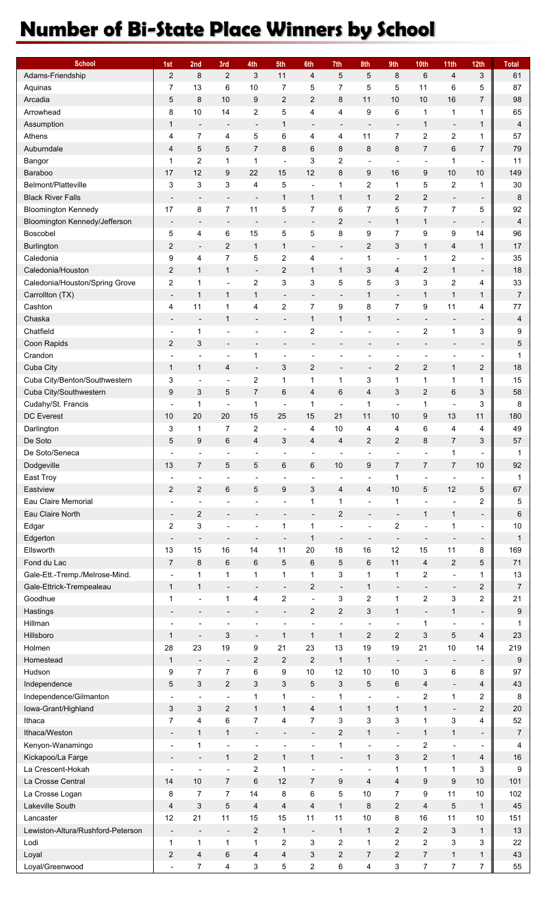# Number of Bi-State Place Winners by School

| School | 1st | 2nd | 3rd | 4th | 5th | 6th | 7th | 8th | 9th | 10th | 11th | 12th | Total |
|---|---|---|---|---|---|---|---|---|---|---|---|---|---|
| Adams-Friendship | 2 | 8 | 2 | 3 | 11 | 4 | 5 | 5 | 8 | 6 | 4 | 3 | 61 |
| Aquinas | 7 | 13 | 6 | 10 | 7 | 5 | 7 | 5 | 5 | 11 | 6 | 5 | 87 |
| Arcadia | 5 | 8 | 10 | 9 | 2 | 2 | 8 | 11 | 10 | 10 | 16 | 7 | 98 |
| Arrowhead | 8 | 10 | 14 | 2 | 5 | 4 | 4 | 9 | 6 | 1 | 1 | 1 | 65 |
| Assumption | 1 | - | - | - | 1 | - | - | - | - | 1 | - | 1 | 4 |
| Athens | 4 | 7 | 4 | 5 | 6 | 4 | 4 | 11 | 7 | 2 | 2 | 1 | 57 |
| Auburndale | 4 | 5 | 5 | 7 | 8 | 6 | 8 | 8 | 8 | 7 | 6 | 7 | 79 |
| Bangor | 1 | 2 | 1 | 1 | - | 3 | 2 | - | - | - | 1 | - | 11 |
| Baraboo | 17 | 12 | 9 | 22 | 15 | 12 | 8 | 9 | 16 | 9 | 10 | 10 | 149 |
| Belmont/Platteville | 3 | 3 | 3 | 4 | 5 | - | 1 | 2 | 1 | 5 | 2 | 1 | 30 |
| Black River Falls | - | - | - | - | 1 | 1 | 1 | 1 | 2 | 2 | - | - | 8 |
| Bloomington Kennedy | 17 | 8 | 7 | 11 | 5 | 7 | 6 | 7 | 5 | 7 | 7 | 5 | 92 |
| Bloomington Kennedy/Jefferson | - | - | - | - | - | - | 2 | - | 1 | 1 | - | - | 4 |
| Boscobel | 5 | 4 | 6 | 15 | 5 | 5 | 8 | 9 | 7 | 9 | 9 | 14 | 96 |
| Burlington | 2 | - | 2 | 1 | 1 | - | - | 2 | 3 | 1 | 4 | 1 | 17 |
| Caledonia | 9 | 4 | 7 | 5 | 2 | 4 | - | 1 | - | 1 | 2 | - | 35 |
| Caledonia/Houston | 2 | 1 | 1 | - | 2 | 1 | 1 | 3 | 4 | 2 | 1 | - | 18 |
| Caledonia/Houston/Spring Grove | 2 | 1 | - | 2 | 3 | 3 | 5 | 5 | 3 | 3 | 2 | 4 | 33 |
| Carrollton (TX) | - | 1 | 1 | 1 | - | - | - | 1 | - | 1 | 1 | 1 | 7 |
| Cashton | 4 | 11 | 1 | 4 | 2 | 7 | 9 | 8 | 7 | 9 | 11 | 4 | 77 |
| Chaska | - | - | 1 | - | - | 1 | 1 | 1 | - | - | - | - | 4 |
| Chatfield | - | 1 | - | - | - | 2 | - | - | - | 2 | 1 | 3 | 9 |
| Coon Rapids | 2 | 3 | - | - | - | - | - | - | - | - | - | - | 5 |
| Crandon | - | - | - | 1 | - | - | - | - | - | - | - | - | 1 |
| Cuba City | 1 | 1 | 4 | - | 3 | 2 | - | - | 2 | 2 | 1 | 2 | 18 |
| Cuba City/Benton/Southwestern | 3 | - | - | 2 | 1 | 1 | 1 | 3 | 1 | 1 | 1 | 1 | 15 |
| Cuba City/Southwestern | 9 | 3 | 5 | 7 | 6 | 4 | 6 | 4 | 3 | 2 | 6 | 3 | 58 |
| Cudahy/St. Francis | - | 1 | - | 1 | - | 1 | - | 1 | - | 1 | - | 3 | 8 |
| DC Everest | 10 | 20 | 20 | 15 | 25 | 15 | 21 | 11 | 10 | 9 | 13 | 11 | 180 |
| Darlington | 3 | 1 | 7 | 2 | - | 4 | 10 | 4 | 4 | 6 | 4 | 4 | 49 |
| De Soto | 5 | 9 | 6 | 4 | 3 | 4 | 4 | 2 | 2 | 8 | 7 | 3 | 57 |
| De Soto/Seneca | - | - | - | - | - | - | - | - | - | - | 1 | - | 1 |
| Dodgeville | 13 | 7 | 5 | 5 | 6 | 6 | 10 | 9 | 7 | 7 | 7 | 10 | 92 |
| East Troy | - | - | - | - | - | - | - | - | 1 | - | - | - | 1 |
| Eastview | 2 | 2 | 6 | 5 | 9 | 3 | 4 | 4 | 10 | 5 | 12 | 5 | 67 |
| Eau Claire Memorial | - | - | - | - | - | 1 | 1 | - | 1 | - | - | 2 | 5 |
| Eau Claire North | - | 2 | - | - | - | - | 2 | - | - | 1 | 1 | - | 6 |
| Edgar | 2 | 3 | - | - | 1 | 1 | - | - | 2 | - | 1 | - | 10 |
| Edgerton | - | - | - | - | - | 1 | - | - | - | - | - | - | 1 |
| Ellsworth | 13 | 15 | 16 | 14 | 11 | 20 | 18 | 16 | 12 | 15 | 11 | 8 | 169 |
| Fond du Lac | 7 | 8 | 6 | 6 | 5 | 6 | 5 | 6 | 11 | 4 | 2 | 5 | 71 |
| Gale-Ett.-Tremp./Melrose-Mind. | - | 1 | 1 | 1 | 1 | 1 | 3 | 1 | 1 | 2 | - | 1 | 13 |
| Gale-Ettrick-Trempealeau | 1 | 1 | - | - | - | 2 | - | 1 | - | - | - | 2 | 7 |
| Goodhue | 1 | - | 1 | 4 | 2 | - | 3 | 2 | 1 | 2 | 3 | 2 | 21 |
| Hastings | - | - | - | - | - | 2 | 2 | 3 | 1 | - | 1 | - | 9 |
| Hillman | - | - | - | - | - | - | - | - | - | 1 | - | - | 1 |
| Hillsboro | 1 | - | 3 | - | 1 | 1 | 1 | 2 | 2 | 3 | 5 | 4 | 23 |
| Holmen | 28 | 23 | 19 | 9 | 21 | 23 | 13 | 19 | 19 | 21 | 10 | 14 | 219 |
| Homestead | 1 | - | - | 2 | 2 | 2 | 1 | 1 | - | - | - | - | 9 |
| Hudson | 9 | 7 | 7 | 6 | 9 | 10 | 12 | 10 | 10 | 3 | 6 | 8 | 97 |
| Independence | 5 | 3 | 2 | 3 | 3 | 5 | 3 | 5 | 6 | 4 | - | 4 | 43 |
| Independence/Gilmanton | - | - | - | 1 | 1 | - | 1 | - | - | 2 | 1 | 2 | 8 |
| Iowa-Grant/Highland | 3 | 3 | 2 | 1 | 1 | 4 | 1 | 1 | 1 | 1 | - | 2 | 20 |
| Ithaca | 7 | 4 | 6 | 7 | 4 | 7 | 3 | 3 | 3 | 1 | 3 | 4 | 52 |
| Ithaca/Weston | - | 1 | 1 | - | - | - | 2 | 1 | - | 1 | 1 | - | 7 |
| Kenyon-Wanamingo | - | 1 | - | - | - | - | 1 | - | - | 2 | - | - | 4 |
| Kickapoo/La Farge | - | - | 1 | 2 | 1 | 1 | - | 1 | 3 | 2 | 1 | 4 | 16 |
| La Crescent-Hokah | - | - | - | 2 | 1 | - | - | - | 1 | 1 | 1 | 3 | 9 |
| La Crosse Central | 14 | 10 | 7 | 6 | 12 | 7 | 9 | 4 | 4 | 9 | 9 | 10 | 101 |
| La Crosse Logan | 8 | 7 | 7 | 14 | 8 | 6 | 5 | 10 | 7 | 9 | 11 | 10 | 102 |
| Lakeville South | 4 | 3 | 5 | 4 | 4 | 4 | 1 | 8 | 2 | 4 | 5 | 1 | 45 |
| Lancaster | 12 | 21 | 11 | 15 | 15 | 11 | 11 | 10 | 8 | 16 | 11 | 10 | 151 |
| Lewiston-Altura/Rushford-Peterson | - | - | - | 2 | 1 | - | 1 | 1 | 2 | 2 | 3 | 1 | 13 |
| Lodi | 1 | 1 | 1 | 1 | 2 | 3 | 2 | 1 | 2 | 2 | 3 | 3 | 22 |
| Loyal | 2 | 4 | 6 | 4 | 4 | 3 | 2 | 7 | 2 | 7 | 1 | 1 | 43 |
| Loyal/Greenwood | - | 7 | 4 | 3 | 5 | 2 | 6 | 4 | 3 | 7 | 7 | 7 | 55 |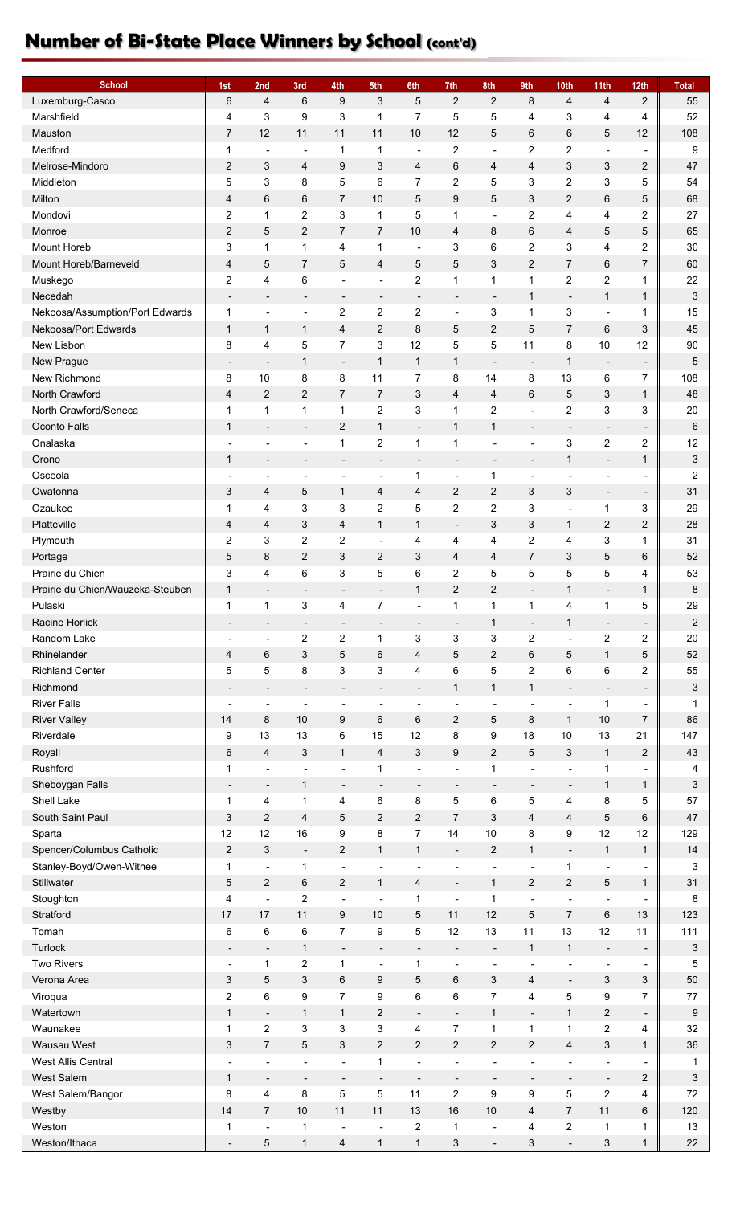# Number of Bi-State Place Winners by School (cont'd)

| School | 1st | 2nd | 3rd | 4th | 5th | 6th | 7th | 8th | 9th | 10th | 11th | 12th | Total |
|---|---|---|---|---|---|---|---|---|---|---|---|---|---|
| Luxemburg-Casco | 6 | 4 | 6 | 9 | 3 | 5 | 2 | 2 | 8 | 4 | 4 | 2 | 55 |
| Marshfield | 4 | 3 | 9 | 3 | 1 | 7 | 5 | 5 | 4 | 3 | 4 | 4 | 52 |
| Mauston | 7 | 12 | 11 | 11 | 11 | 10 | 12 | 5 | 6 | 6 | 5 | 12 | 108 |
| Medford | 1 | - | - | 1 | 1 | - | 2 | - | 2 | 2 | - | - | 9 |
| Melrose-Mindoro | 2 | 3 | 4 | 9 | 3 | 4 | 6 | 4 | 4 | 3 | 3 | 2 | 47 |
| Middleton | 5 | 3 | 8 | 5 | 6 | 7 | 2 | 5 | 3 | 2 | 3 | 5 | 54 |
| Milton | 4 | 6 | 6 | 7 | 10 | 5 | 9 | 5 | 3 | 2 | 6 | 5 | 68 |
| Mondovi | 2 | 1 | 2 | 3 | 1 | 5 | 1 | - | 2 | 4 | 4 | 2 | 27 |
| Monroe | 2 | 5 | 2 | 7 | 7 | 10 | 4 | 8 | 6 | 4 | 5 | 5 | 65 |
| Mount Horeb | 3 | 1 | 1 | 4 | 1 | - | 3 | 6 | 2 | 3 | 4 | 2 | 30 |
| Mount Horeb/Barneveld | 4 | 5 | 7 | 5 | 4 | 5 | 5 | 3 | 2 | 7 | 6 | 7 | 60 |
| Muskego | 2 | 4 | 6 | - | - | 2 | 1 | 1 | 1 | 2 | 2 | 1 | 22 |
| Necedah | - | - | - | - | - | - | - | - | 1 | - | 1 | 1 | 3 |
| Nekoosa/Assumption/Port Edwards | 1 | - | - | 2 | 2 | 2 | - | 3 | 1 | 3 | - | 1 | 15 |
| Nekoosa/Port Edwards | 1 | 1 | 1 | 4 | 2 | 8 | 5 | 2 | 5 | 7 | 6 | 3 | 45 |
| New Lisbon | 8 | 4 | 5 | 7 | 3 | 12 | 5 | 5 | 11 | 8 | 10 | 12 | 90 |
| New Prague | - | - | 1 | - | 1 | 1 | 1 | - | - | 1 | - | - | 5 |
| New Richmond | 8 | 10 | 8 | 8 | 11 | 7 | 8 | 14 | 8 | 13 | 6 | 7 | 108 |
| North Crawford | 4 | 2 | 2 | 7 | 7 | 3 | 4 | 4 | 6 | 5 | 3 | 1 | 48 |
| North Crawford/Seneca | 1 | 1 | 1 | 1 | 2 | 3 | 1 | 2 | - | 2 | 3 | 3 | 20 |
| Oconto Falls | 1 | - | - | 2 | 1 | - | 1 | 1 | - | - | - | - | 6 |
| Onalaska | - | - | - | 1 | 2 | 1 | 1 | - | - | 3 | 2 | 2 | 12 |
| Orono | 1 | - | - | - | - | - | - | - | - | 1 | - | 1 | 3 |
| Osceola | - | - | - | - | - | 1 | - | 1 | - | - | - | - | 2 |
| Owatonna | 3 | 4 | 5 | 1 | 4 | 4 | 2 | 2 | 3 | 3 | - | - | 31 |
| Ozaukee | 1 | 4 | 3 | 3 | 2 | 5 | 2 | 2 | 3 | - | 1 | 3 | 29 |
| Platteville | 4 | 4 | 3 | 4 | 1 | 1 | - | 3 | 3 | 1 | 2 | 2 | 28 |
| Plymouth | 2 | 3 | 2 | 2 | - | 4 | 4 | 4 | 2 | 4 | 3 | 1 | 31 |
| Portage | 5 | 8 | 2 | 3 | 2 | 3 | 4 | 4 | 7 | 3 | 5 | 6 | 52 |
| Prairie du Chien | 3 | 4 | 6 | 3 | 5 | 6 | 2 | 5 | 5 | 5 | 5 | 4 | 53 |
| Prairie du Chien/Wauzeka-Steuben | 1 | - | - | - | - | 1 | 2 | 2 | - | 1 | - | 1 | 8 |
| Pulaski | 1 | 1 | 3 | 4 | 7 | - | 1 | 1 | 1 | 4 | 1 | 5 | 29 |
| Racine Horlick | - | - | - | - | - | - | - | 1 | - | 1 | - | - | 2 |
| Random Lake | - | - | 2 | 2 | 1 | 3 | 3 | 3 | 2 | - | 2 | 2 | 20 |
| Rhinelander | 4 | 6 | 3 | 5 | 6 | 4 | 5 | 2 | 6 | 5 | 1 | 5 | 52 |
| Richland Center | 5 | 5 | 8 | 3 | 3 | 4 | 6 | 5 | 2 | 6 | 6 | 2 | 55 |
| Richmond | - | - | - | - | - | - | 1 | 1 | 1 | - | - | - | 3 |
| River Falls | - | - | - | - | - | - | - | - | - | - | 1 | - | 1 |
| River Valley | 14 | 8 | 10 | 9 | 6 | 6 | 2 | 5 | 8 | 1 | 10 | 7 | 86 |
| Riverdale | 9 | 13 | 13 | 6 | 15 | 12 | 8 | 9 | 18 | 10 | 13 | 21 | 147 |
| Royall | 6 | 4 | 3 | 1 | 4 | 3 | 9 | 2 | 5 | 3 | 1 | 2 | 43 |
| Rushford | 1 | - | - | - | 1 | - | - | 1 | - | - | 1 | - | 4 |
| Sheboygan Falls | - | - | 1 | - | - | - | - | - | - | - | 1 | 1 | 3 |
| Shell Lake | 1 | 4 | 1 | 4 | 6 | 8 | 5 | 6 | 5 | 4 | 8 | 5 | 57 |
| South Saint Paul | 3 | 2 | 4 | 5 | 2 | 2 | 7 | 3 | 4 | 4 | 5 | 6 | 47 |
| Sparta | 12 | 12 | 16 | 9 | 8 | 7 | 14 | 10 | 8 | 9 | 12 | 12 | 129 |
| Spencer/Columbus Catholic | 2 | 3 | - | 2 | 1 | 1 | - | 2 | 1 | - | 1 | 1 | 14 |
| Stanley-Boyd/Owen-Withee | 1 | - | 1 | - | - | - | - | - | - | 1 | - | - | 3 |
| Stillwater | 5 | 2 | 6 | 2 | 1 | 4 | - | 1 | 2 | 2 | 5 | 1 | 31 |
| Stoughton | 4 | - | 2 | - | - | 1 | - | 1 | - | - | - | - | 8 |
| Stratford | 17 | 17 | 11 | 9 | 10 | 5 | 11 | 12 | 5 | 7 | 6 | 13 | 123 |
| Tomah | 6 | 6 | 6 | 7 | 9 | 5 | 12 | 13 | 11 | 13 | 12 | 11 | 111 |
| Turlock | - | - | 1 | - | - | - | - | - | 1 | 1 | - | - | 3 |
| Two Rivers | - | 1 | 2 | 1 | - | 1 | - | - | - | - | - | - | 5 |
| Verona Area | 3 | 5 | 3 | 6 | 9 | 5 | 6 | 3 | 4 | - | 3 | 3 | 50 |
| Viroqua | 2 | 6 | 9 | 7 | 9 | 6 | 6 | 7 | 4 | 5 | 9 | 7 | 77 |
| Watertown | 1 | - | 1 | 1 | 2 | - | - | 1 | - | 1 | 2 | - | 9 |
| Waunakee | 1 | 2 | 3 | 3 | 3 | 4 | 7 | 1 | 1 | 1 | 2 | 4 | 32 |
| Wausau West | 3 | 7 | 5 | 3 | 2 | 2 | 2 | 2 | 2 | 4 | 3 | 1 | 36 |
| West Allis Central | - | - | - | - | 1 | - | - | - | - | - | - | - | 1 |
| West Salem | 1 | - | - | - | - | - | - | - | - | - | - | 2 | 3 |
| West Salem/Bangor | 8 | 4 | 8 | 5 | 5 | 11 | 2 | 9 | 9 | 5 | 2 | 4 | 72 |
| Westby | 14 | 7 | 10 | 11 | 11 | 13 | 16 | 10 | 4 | 7 | 11 | 6 | 120 |
| Weston | 1 | - | 1 | - | - | 2 | 1 | - | 4 | 2 | 1 | 1 | 13 |
| Weston/Ithaca | - | 5 | 1 | 4 | 1 | 1 | 3 | - | 3 | - | 3 | 1 | 22 |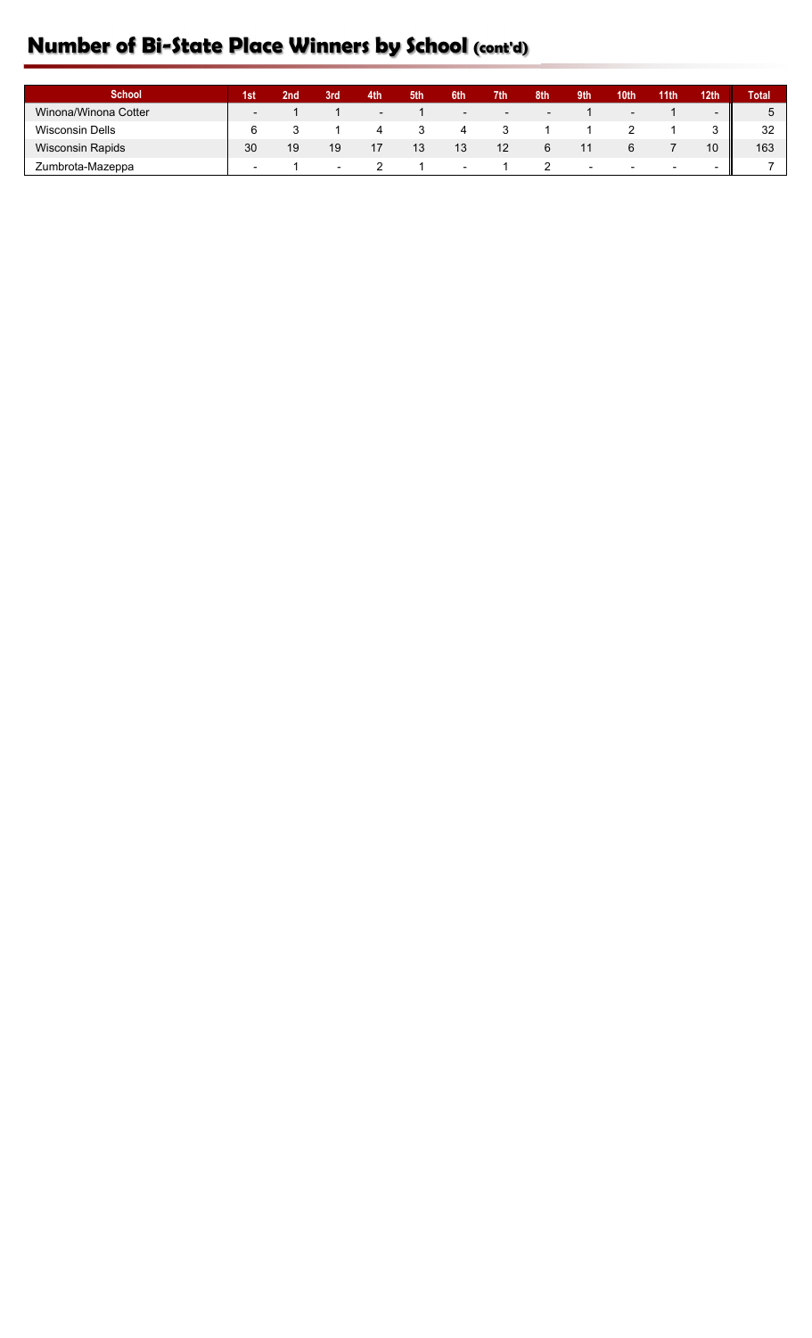# Number of Bi-State Place Winners by School (cont'd)

| School | 1st | 2nd | 3rd | 4th | 5th | 6th | 7th | 8th | 9th | 10th | 11th | 12th | Total |
|---|---|---|---|---|---|---|---|---|---|---|---|---|---|
| Winona/Winona Cotter | - | 1 | 1 | - | 1 | - | - | - | 1 | - | 1 | - | 5 |
| Wisconsin Dells | 6 | 3 | 1 | 4 | 3 | 4 | 3 | 1 | 1 | 2 | 1 | 3 | 32 |
| Wisconsin Rapids | 30 | 19 | 19 | 17 | 13 | 13 | 12 | 6 | 11 | 6 | 7 | 10 | 163 |
| Zumbrota-Mazeppa | - | 1 | - | 2 | 1 | - | 1 | 2 | - | - | - | - | 7 |